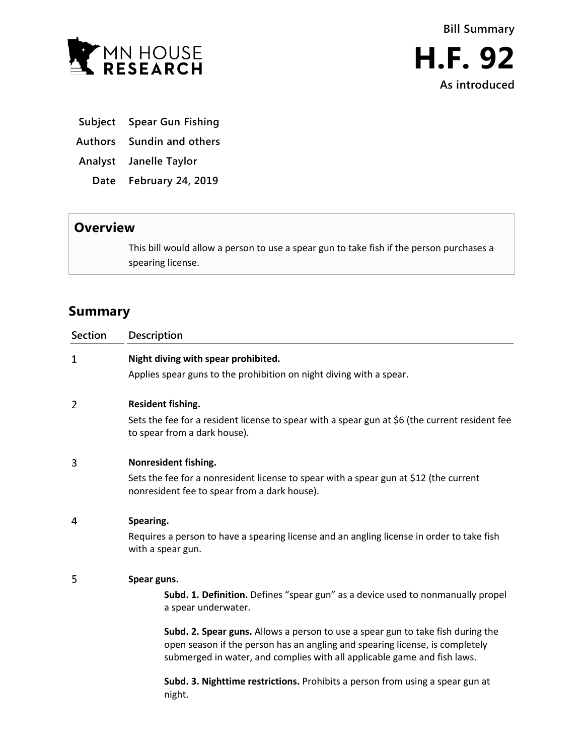MN HOUSE RESEARCH

Bill Summary

# H.F. 92

As introduced

**Subject** Spear Gun Fishing

**Authors** Sundin and others

**Analyst** Janelle Taylor

**Date** February 24, 2019

## Overview

This bill would allow a person to use a spear gun to take fish if the person purchases a spearing license.

## Summary

| Section | Description |
|---|---|
| 1 | **Night diving with spear prohibited.**<br>Applies spear guns to the prohibition on night diving with a spear. |
| 2 | **Resident fishing.**<br>Sets the fee for a resident license to spear with a spear gun at $6 (the current resident fee to spear from a dark house). |
| 3 | **Nonresident fishing.**<br>Sets the fee for a nonresident license to spear with a spear gun at $12 (the current nonresident fee to spear from a dark house). |
| 4 | **Spearing.**<br>Requires a person to have a spearing license and an angling license in order to take fish with a spear gun. |
| 5 | **Spear guns.**<br>**Subd. 1. Definition.** Defines "spear gun" as a device used to nonmanually propel a spear underwater.<br>**Subd. 2. Spear guns.** Allows a person to use a spear gun to take fish during the open season if the person has an angling and spearing license, is completely submerged in water, and complies with all applicable game and fish laws.<br>**Subd. 3. Nighttime restrictions.** Prohibits a person from using a spear gun at night. |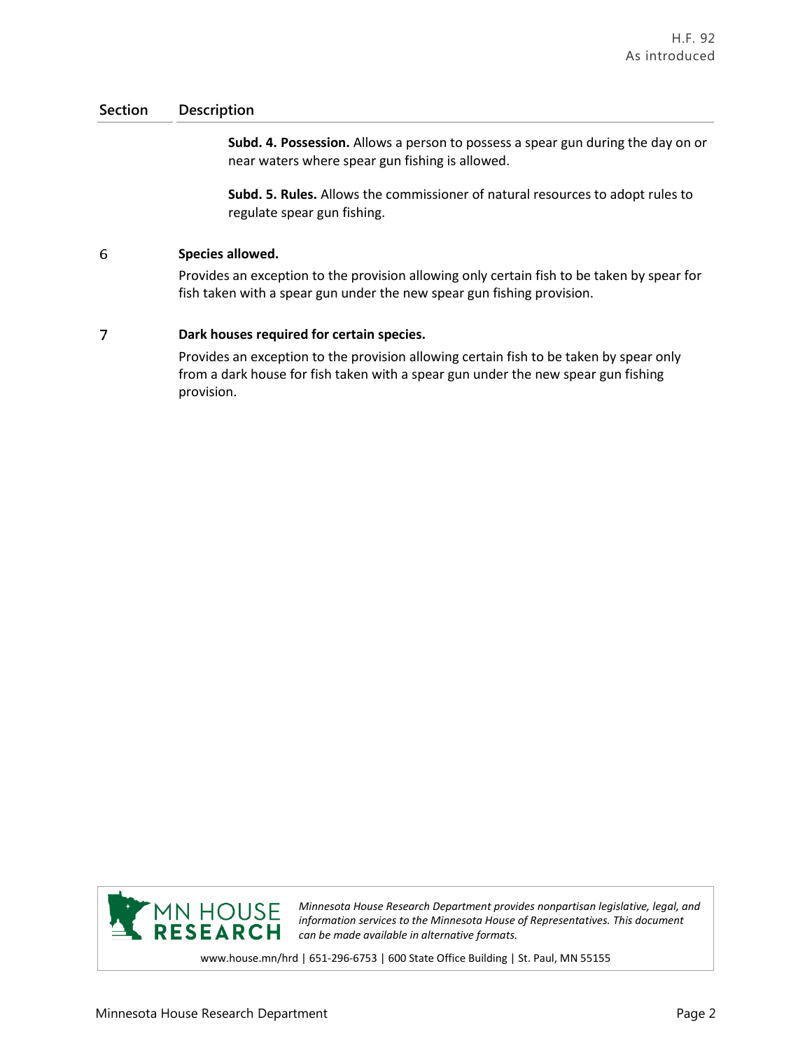| Section | Description |
|---|---|
| | **Subd. 4. Possession.** Allows a person to possess a spear gun during the day on or near waters where spear gun fishing is allowed.<br><br>**Subd. 5. Rules.** Allows the commissioner of natural resources to adopt rules to regulate spear gun fishing. |
| 6 | **Species allowed.**<br><br>Provides an exception to the provision allowing only certain fish to be taken by spear for fish taken with a spear gun under the new spear gun fishing provision. |
| 7 | **Dark houses required for certain species.**<br><br>Provides an exception to the provision allowing certain fish to be taken by spear only from a dark house for fish taken with a spear gun under the new spear gun fishing provision. |

MN HOUSE RESEARCH

*Minnesota House Research Department provides nonpartisan legislative, legal, and information services to the Minnesota House of Representatives. This document can be made available in alternative formats.*

www.house.mn/hrd | 651-296-6753 | 600 State Office Building | St. Paul, MN 55155